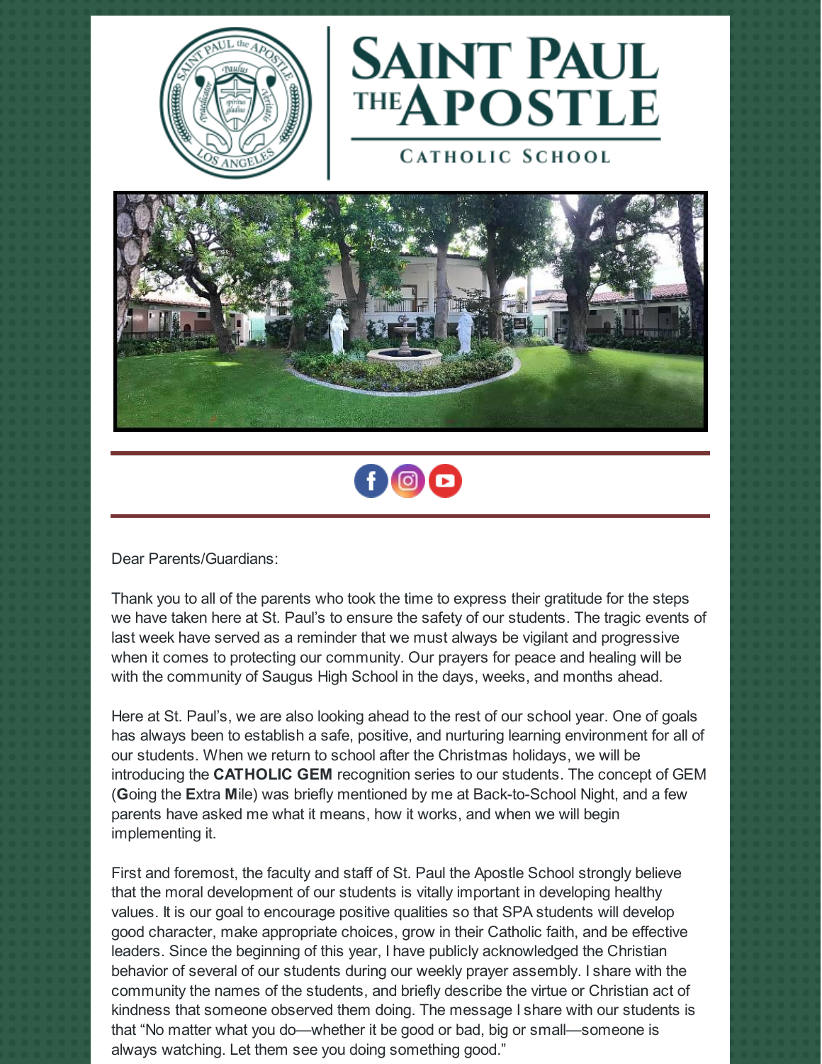# SAINT PAUL THE APOSTLE

## CATHOLIC SCHOOL

Dear Parents/Guardians:

Thank you to all of the parents who took the time to express their gratitude for the steps we have taken here at St. Paul's to ensure the safety of our students. The tragic events of last week have served as a reminder that we must always be vigilant and progressive when it comes to protecting our community. Our prayers for peace and healing will be with the community of Saugus High School in the days, weeks, and months ahead.

Here at St. Paul's, we are also looking ahead to the rest of our school year. One of goals has always been to establish a safe, positive, and nurturing learning environment for all of our students. When we return to school after the Christmas holidays, we will be introducing the **CATHOLIC GEM** recognition series to our students. The concept of GEM (**G**oing the **E**xtra **M**ile) was briefly mentioned by me at Back-to-School Night, and a few parents have asked me what it means, how it works, and when we will begin implementing it.

First and foremost, the faculty and staff of St. Paul the Apostle School strongly believe that the moral development of our students is vitally important in developing healthy values. It is our goal to encourage positive qualities so that SPA students will develop good character, make appropriate choices, grow in their Catholic faith, and be effective leaders. Since the beginning of this year, I have publicly acknowledged the Christian behavior of several of our students during our weekly prayer assembly. I share with the community the names of the students, and briefly describe the virtue or Christian act of kindness that someone observed them doing. The message I share with our students is that "No matter what you do—whether it be good or bad, big or small—someone is always watching. Let them see you doing something good."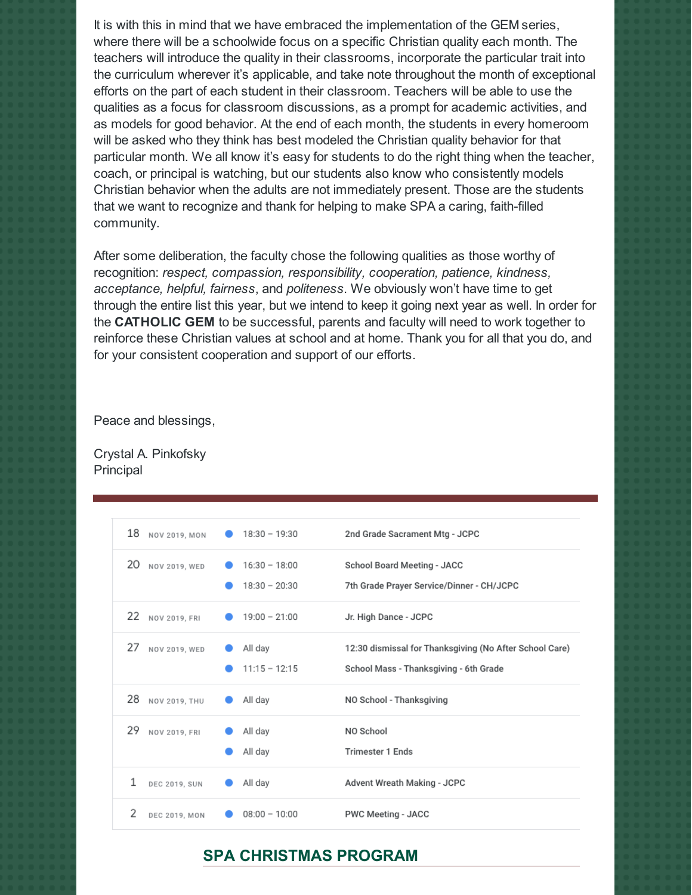It is with this in mind that we have embraced the implementation of the GEM series, where there will be a schoolwide focus on a specific Christian quality each month. The teachers will introduce the quality in their classrooms, incorporate the particular trait into the curriculum wherever it's applicable, and take note throughout the month of exceptional efforts on the part of each student in their classroom. Teachers will be able to use the qualities as a focus for classroom discussions, as a prompt for academic activities, and as models for good behavior. At the end of each month, the students in every homeroom will be asked who they think has best modeled the Christian quality behavior for that particular month. We all know it's easy for students to do the right thing when the teacher, coach, or principal is watching, but our students also know who consistently models Christian behavior when the adults are not immediately present. Those are the students that we want to recognize and thank for helping to make SPA a caring, faith-filled community.

After some deliberation, the faculty chose the following qualities as those worthy of recognition: *respect, compassion, responsibility, cooperation, patience, kindness, acceptance, helpful, fairness*, and *politeness*. We obviously won't have time to get through the entire list this year, but we intend to keep it going next year as well. In order for the **CATHOLIC GEM** to be successful, parents and faculty will need to work together to reinforce these Christian values at school and at home. Thank you for all that you do, and for your consistent cooperation and support of our efforts.

Peace and blessings,

Crystal A. Pinkofsky
Principal

| Date | | Time | Event |
|---|---|---|---|
| 18 | NOV 2019, MON | 18:30 – 19:30 | 2nd Grade Sacrament Mtg - JCPC |
| 20 | NOV 2019, WED | 16:30 – 18:00 | School Board Meeting - JACC |
| | | 18:30 – 20:30 | 7th Grade Prayer Service/Dinner - CH/JCPC |
| 22 | NOV 2019, FRI | 19:00 – 21:00 | Jr. High Dance - JCPC |
| 27 | NOV 2019, WED | All day | 12:30 dismissal for Thanksgiving (No After School Care) |
| | | 11:15 – 12:15 | School Mass - Thanksgiving - 6th Grade |
| 28 | NOV 2019, THU | All day | NO School - Thanksgiving |
| 29 | NOV 2019, FRI | All day | NO School |
| | | All day | Trimester 1 Ends |
| 1 | DEC 2019, SUN | All day | Advent Wreath Making - JCPC |
| 2 | DEC 2019, MON | 08:00 – 10:00 | PWC Meeting - JACC |

## SPA CHRISTMAS PROGRAM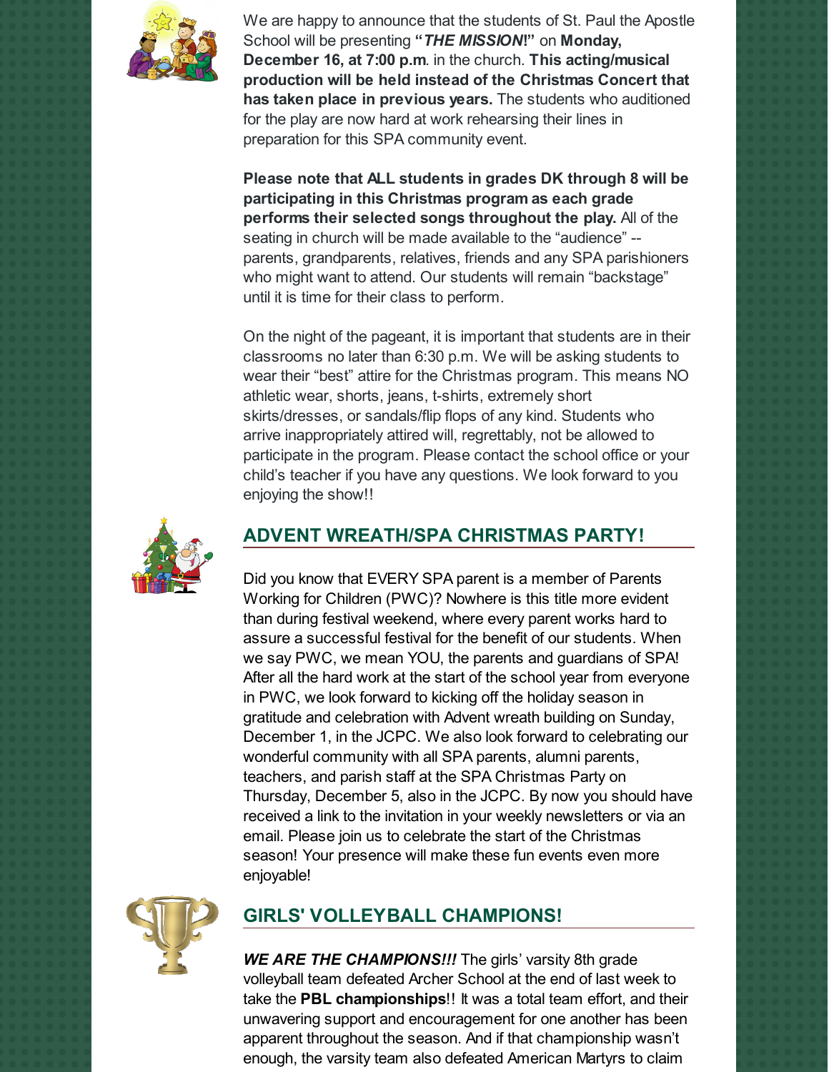We are happy to announce that the students of St. Paul the Apostle School will be presenting **"*THE MISSION*!"** on **Monday, December 16, at 7:00 p.m**. in the church. **This acting/musical production will be held instead of the Christmas Concert that has taken place in previous years.** The students who auditioned for the play are now hard at work rehearsing their lines in preparation for this SPA community event.

**Please note that ALL students in grades DK through 8 will be participating in this Christmas program as each grade performs their selected songs throughout the play.** All of the seating in church will be made available to the "audience" -- parents, grandparents, relatives, friends and any SPA parishioners who might want to attend. Our students will remain "backstage" until it is time for their class to perform.

On the night of the pageant, it is important that students are in their classrooms no later than 6:30 p.m. We will be asking students to wear their "best" attire for the Christmas program. This means NO athletic wear, shorts, jeans, t-shirts, extremely short skirts/dresses, or sandals/flip flops of any kind. Students who arrive inappropriately attired will, regrettably, not be allowed to participate in the program. Please contact the school office or your child's teacher if you have any questions. We look forward to you enjoying the show!!

## ADVENT WREATH/SPA CHRISTMAS PARTY!

Did you know that EVERY SPA parent is a member of Parents Working for Children (PWC)? Nowhere is this title more evident than during festival weekend, where every parent works hard to assure a successful festival for the benefit of our students. When we say PWC, we mean YOU, the parents and guardians of SPA! After all the hard work at the start of the school year from everyone in PWC, we look forward to kicking off the holiday season in gratitude and celebration with Advent wreath building on Sunday, December 1, in the JCPC. We also look forward to celebrating our wonderful community with all SPA parents, alumni parents, teachers, and parish staff at the SPA Christmas Party on Thursday, December 5, also in the JCPC. By now you should have received a link to the invitation in your weekly newsletters or via an email. Please join us to celebrate the start of the Christmas season! Your presence will make these fun events even more enjoyable!

## GIRLS' VOLLEYBALL CHAMPIONS!

***WE ARE THE CHAMPIONS!!!*** The girls' varsity 8th grade volleyball team defeated Archer School at the end of last week to take the **PBL championships**!! It was a total team effort, and their unwavering support and encouragement for one another has been apparent throughout the season. And if that championship wasn't enough, the varsity team also defeated American Martyrs to claim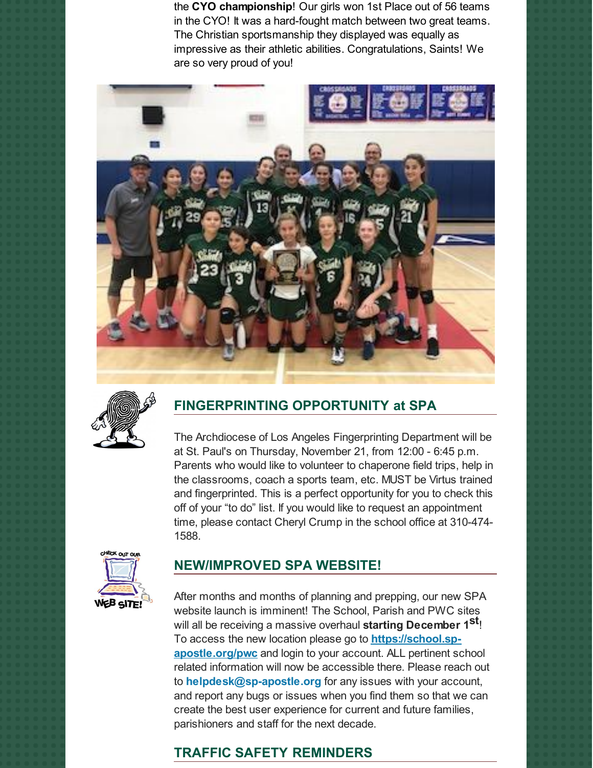the **CYO championship**! Our girls won 1st Place out of 56 teams in the CYO! It was a hard-fought match between two great teams. The Christian sportsmanship they displayed was equally as impressive as their athletic abilities. Congratulations, Saints! We are so very proud of you!

## FINGERPRINTING OPPORTUNITY at SPA

The Archdiocese of Los Angeles Fingerprinting Department will be at St. Paul's on Thursday, November 21, from 12:00 - 6:45 p.m. Parents who would like to volunteer to chaperone field trips, help in the classrooms, coach a sports team, etc. MUST be Virtus trained and fingerprinted. This is a perfect opportunity for you to check this off of your "to do" list. If you would like to request an appointment time, please contact Cheryl Crump in the school office at 310-474-1588.

## NEW/IMPROVED SPA WEBSITE!

After months and months of planning and prepping, our new SPA website launch is imminent! The School, Parish and PWC sites will all be receiving a massive overhaul **starting December 1st**! To access the new location please go to **https://school.sp-apostle.org/pwc** and login to your account. ALL pertinent school related information will now be accessible there. Please reach out to **helpdesk@sp-apostle.org** for any issues with your account, and report any bugs or issues when you find them so that we can create the best user experience for current and future families, parishioners and staff for the next decade.

## TRAFFIC SAFETY REMINDERS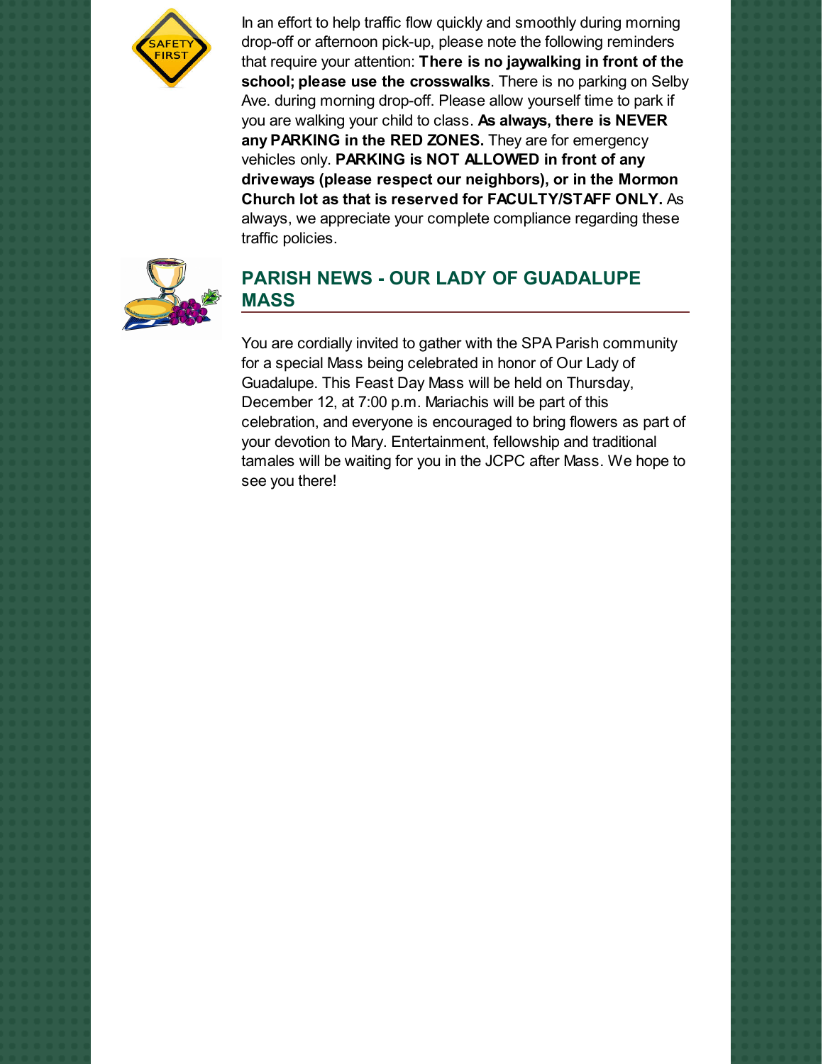In an effort to help traffic flow quickly and smoothly during morning drop-off or afternoon pick-up, please note the following reminders that require your attention: **There is no jaywalking in front of the school; please use the crosswalks**. There is no parking on Selby Ave. during morning drop-off. Please allow yourself time to park if you are walking your child to class. **As always, there is NEVER any PARKING in the RED ZONES.** They are for emergency vehicles only. **PARKING is NOT ALLOWED in front of any driveways (please respect our neighbors), or in the Mormon Church lot as that is reserved for FACULTY/STAFF ONLY.** As always, we appreciate your complete compliance regarding these traffic policies.

## PARISH NEWS - OUR LADY OF GUADALUPE MASS

You are cordially invited to gather with the SPA Parish community for a special Mass being celebrated in honor of Our Lady of Guadalupe. This Feast Day Mass will be held on Thursday, December 12, at 7:00 p.m. Mariachis will be part of this celebration, and everyone is encouraged to bring flowers as part of your devotion to Mary. Entertainment, fellowship and traditional tamales will be waiting for you in the JCPC after Mass. We hope to see you there!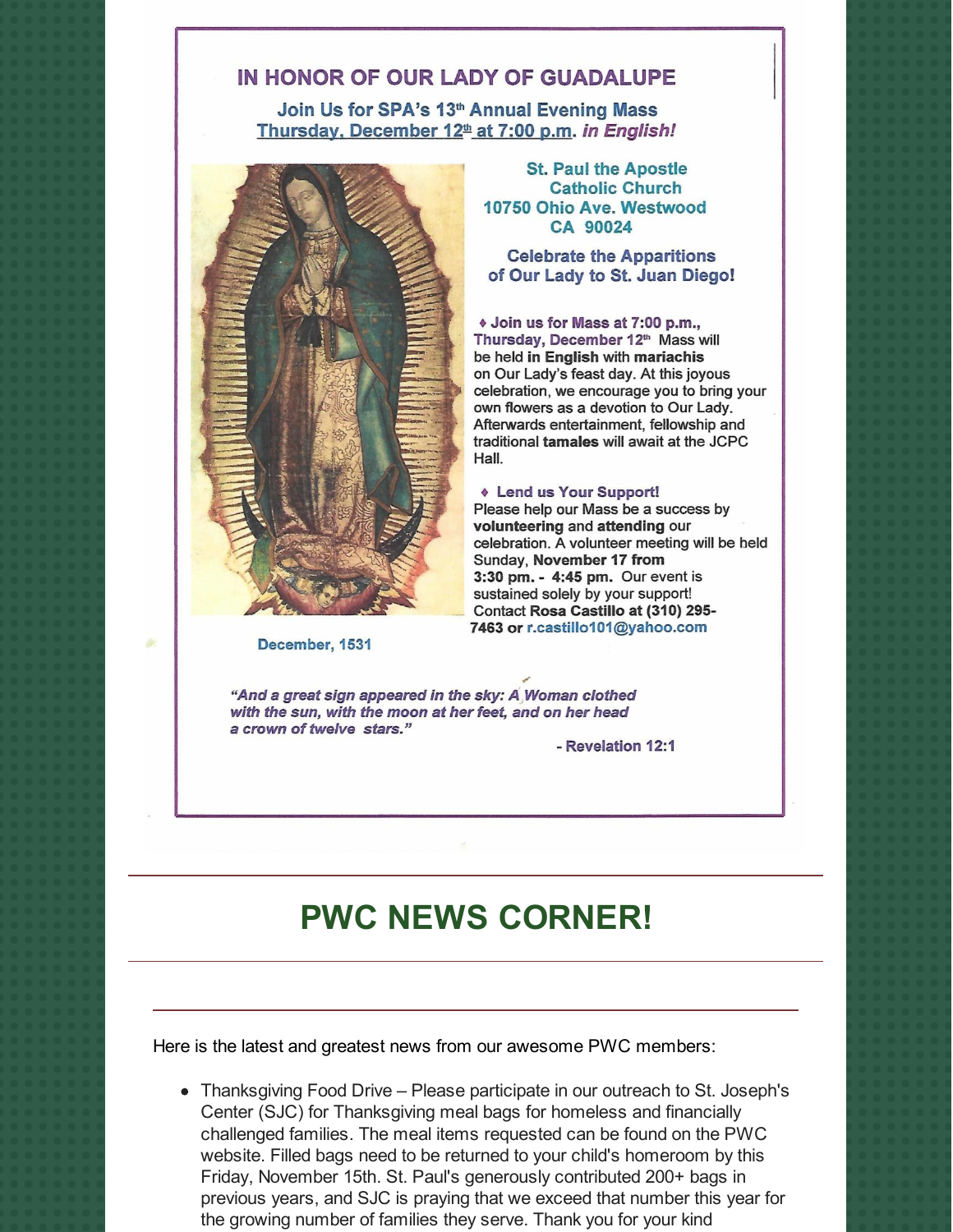# IN HONOR OF OUR LADY OF GUADALUPE

**Join Us for SPA's 13th Annual Evening Mass**
**Thursday, December 12th at 7:00 p.m. *in English!***

**St. Paul the Apostle Catholic Church**
**10750 Ohio Ave. Westwood CA 90024**

**Celebrate the Apparitions of Our Lady to St. Juan Diego!**

- **Join us for Mass at 7:00 p.m., Thursday, December 12th** Mass will be held **in English** with **mariachis** on Our Lady's feast day. At this joyous celebration, we encourage you to bring your own flowers as a devotion to Our Lady. Afterwards entertainment, fellowship and traditional **tamales** will await at the JCPC Hall.

- **Lend us Your Support!** Please help our Mass be a success by **volunteering** and **attending** our celebration. A volunteer meeting will be held Sunday, **November 17 from 3:30 pm. - 4:45 pm.** Our event is sustained solely by your support! Contact **Rosa Castillo at (310) 295-7463** or r.castillo101@yahoo.com

December, 1531

***"And a great sign appeared in the sky: A Woman clothed with the sun, with the moon at her feet, and on her head a crown of twelve stars."***

**- Revelation 12:1**

# PWC NEWS CORNER!

Here is the latest and greatest news from our awesome PWC members:

- Thanksgiving Food Drive – Please participate in our outreach to St. Joseph's Center (SJC) for Thanksgiving meal bags for homeless and financially challenged families. The meal items requested can be found on the PWC website. Filled bags need to be returned to your child's homeroom by this Friday, November 15th. St. Paul's generously contributed 200+ bags in previous years, and SJC is praying that we exceed that number this year for the growing number of families they serve. Thank you for your kind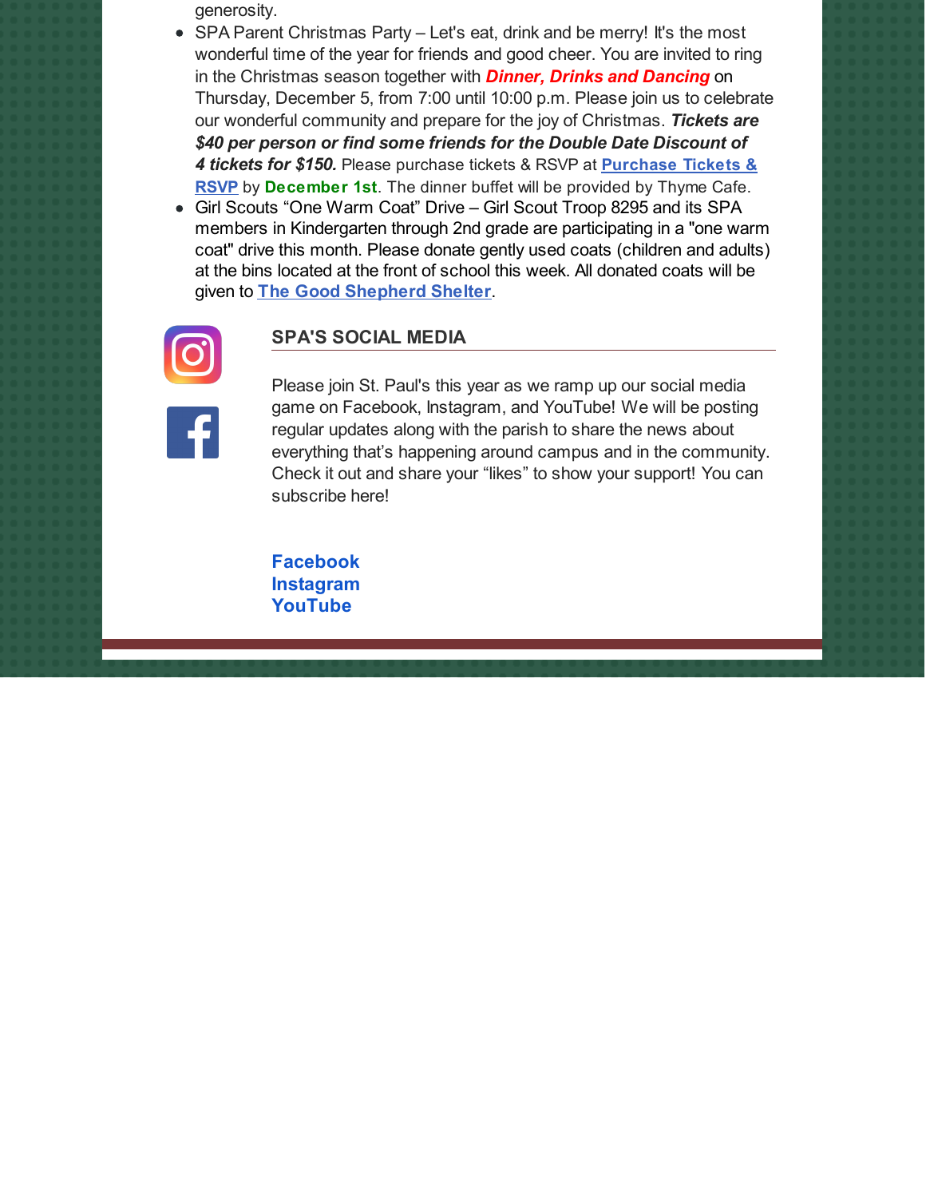generosity.

- SPA Parent Christmas Party – Let's eat, drink and be merry! It's the most wonderful time of the year for friends and good cheer. You are invited to ring in the Christmas season together with ***Dinner, Drinks and Dancing*** on Thursday, December 5, from 7:00 until 10:00 p.m. Please join us to celebrate our wonderful community and prepare for the joy of Christmas. ***Tickets are $40 per person or find some friends for the Double Date Discount of 4 tickets for $150.*** Please purchase tickets & RSVP at **Purchase Tickets & RSVP** by **December 1st**. The dinner buffet will be provided by Thyme Cafe.
- Girl Scouts "One Warm Coat" Drive – Girl Scout Troop 8295 and its SPA members in Kindergarten through 2nd grade are participating in a "one warm coat" drive this month. Please donate gently used coats (children and adults) at the bins located at the front of school this week. All donated coats will be given to **The Good Shepherd Shelter**.

## SPA'S SOCIAL MEDIA

Please join St. Paul's this year as we ramp up our social media game on Facebook, Instagram, and YouTube! We will be posting regular updates along with the parish to share the news about everything that's happening around campus and in the community. Check it out and share your "likes" to show your support! You can subscribe here!

**Facebook**
**Instagram**
**YouTube**